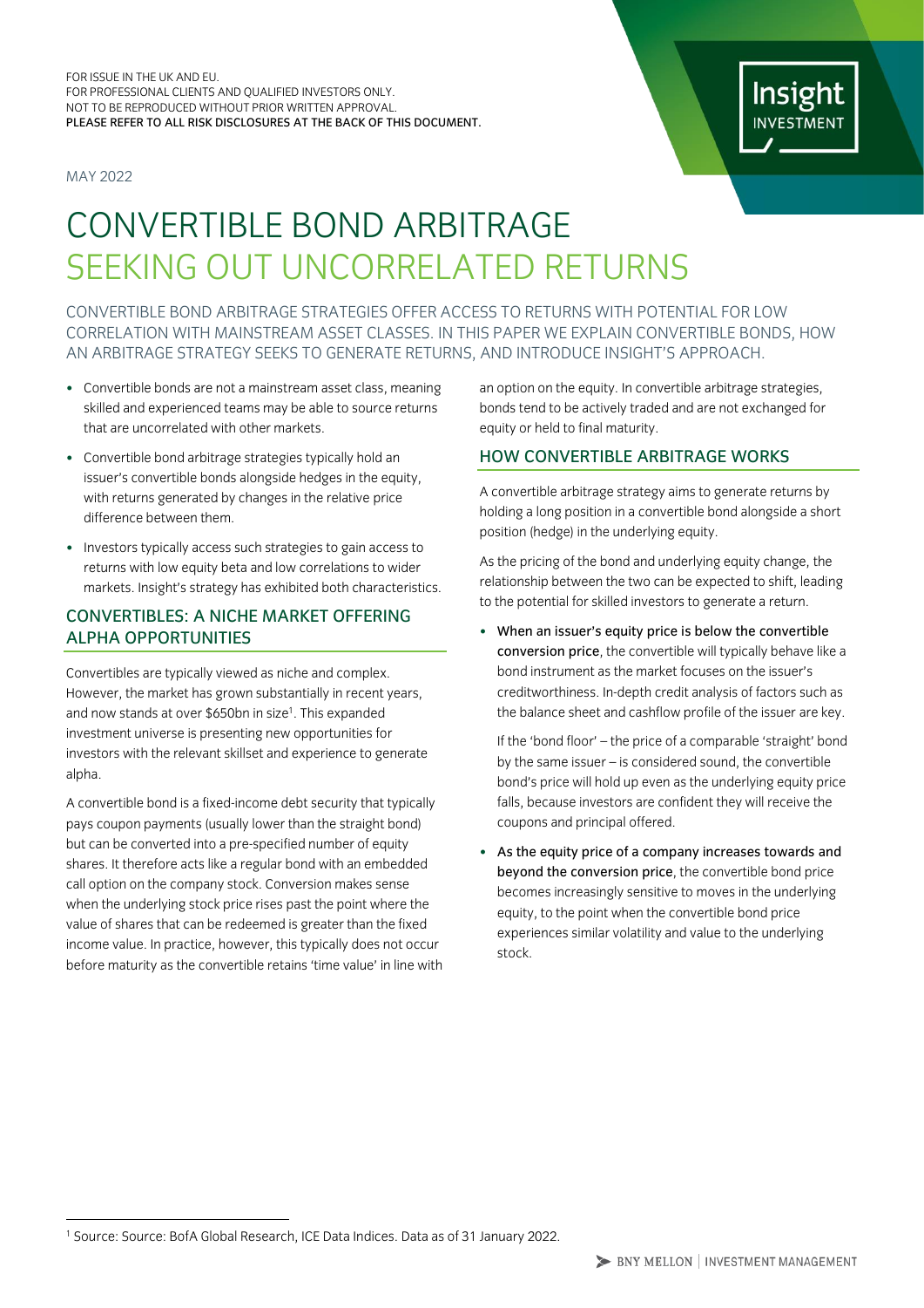FOR ISSUE IN THE UK AND EU.
FOR PROFESSIONAL CLIENTS AND QUALIFIED INVESTORS ONLY.
NOT TO BE REPRODUCED WITHOUT PRIOR WRITTEN APPROVAL.
PLEASE REFER TO ALL RISK DISCLOSURES AT THE BACK OF THIS DOCUMENT.

MAY 2022

# CONVERTIBLE BOND ARBITRAGE
## SEEKING OUT UNCORRELATED RETURNS

CONVERTIBLE BOND ARBITRAGE STRATEGIES OFFER ACCESS TO RETURNS WITH POTENTIAL FOR LOW CORRELATION WITH MAINSTREAM ASSET CLASSES. IN THIS PAPER WE EXPLAIN CONVERTIBLE BONDS, HOW AN ARBITRAGE STRATEGY SEEKS TO GENERATE RETURNS, AND INTRODUCE INSIGHT'S APPROACH.

- Convertible bonds are not a mainstream asset class, meaning skilled and experienced teams may be able to source returns that are uncorrelated with other markets.
- Convertible bond arbitrage strategies typically hold an issuer's convertible bonds alongside hedges in the equity, with returns generated by changes in the relative price difference between them.
- Investors typically access such strategies to gain access to returns with low equity beta and low correlations to wider markets. Insight's strategy has exhibited both characteristics.

## CONVERTIBLES: A NICHE MARKET OFFERING ALPHA OPPORTUNITIES

Convertibles are typically viewed as niche and complex. However, the market has grown substantially in recent years, and now stands at over $650bn in size[1]. This expanded investment universe is presenting new opportunities for investors with the relevant skillset and experience to generate alpha.

A convertible bond is a fixed-income debt security that typically pays coupon payments (usually lower than the straight bond) but can be converted into a pre-specified number of equity shares. It therefore acts like a regular bond with an embedded call option on the company stock. Conversion makes sense when the underlying stock price rises past the point where the value of shares that can be redeemed is greater than the fixed income value. In practice, however, this typically does not occur before maturity as the convertible retains 'time value' in line with an option on the equity. In convertible arbitrage strategies, bonds tend to be actively traded and are not exchanged for equity or held to final maturity.

## HOW CONVERTIBLE ARBITRAGE WORKS

A convertible arbitrage strategy aims to generate returns by holding a long position in a convertible bond alongside a short position (hedge) in the underlying equity.

As the pricing of the bond and underlying equity change, the relationship between the two can be expected to shift, leading to the potential for skilled investors to generate a return.

- **When an issuer's equity price is below the convertible conversion price**, the convertible will typically behave like a bond instrument as the market focuses on the issuer's creditworthiness. In-depth credit analysis of factors such as the balance sheet and cashflow profile of the issuer are key.

  If the 'bond floor' – the price of a comparable 'straight' bond by the same issuer – is considered sound, the convertible bond's price will hold up even as the underlying equity price falls, because investors are confident they will receive the coupons and principal offered.

- **As the equity price of a company increases towards and beyond the conversion price**, the convertible bond price becomes increasingly sensitive to moves in the underlying equity, to the point when the convertible bond price experiences similar volatility and value to the underlying stock.

[1] Source: Source: BofA Global Research, ICE Data Indices. Data as of 31 January 2022.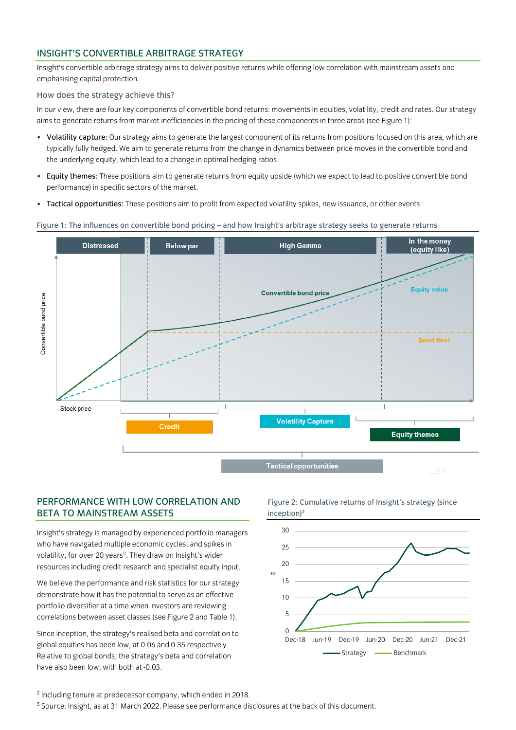## INSIGHT'S CONVERTIBLE ARBITRAGE STRATEGY

Insight's convertible arbitrage strategy aims to deliver positive returns while offering low correlation with mainstream assets and emphasising capital protection.

### How does the strategy achieve this?

In our view, there are four key components of convertible bond returns: movements in equities, volatility, credit and rates. Our strategy aims to generate returns from market inefficiencies in the pricing of these components in three areas (see Figure 1):

- **Volatility capture:** Our strategy aims to generate the largest component of its returns from positions focused on this area, which are typically fully hedged. We aim to generate returns from the change in dynamics between price moves in the convertible bond and the underlying equity, which lead to a change in optimal hedging ratios.
- **Equity themes:** These positions aim to generate returns from equity upside (which we expect to lead to positive convertible bond performance) in specific sectors of the market.
- **Tactical opportunities:** These positions aim to profit from expected volatility spikes, new issuance, or other events.

Figure 1: The influences on convertible bond pricing – and how Insight's arbitrage strategy seeks to generate returns

Distressed | Below par | High Gamma | In the money (equity like)

Convertible bond price | Equity value | Bond floor | Stock price

Credit | Volatility Capture | Equity themes | Tactical opportunities

## PERFORMANCE WITH LOW CORRELATION AND BETA TO MAINSTREAM ASSETS

Insight's strategy is managed by experienced portfolio managers who have navigated multiple economic cycles, and spikes in volatility, for over 20 years[2]. They draw on Insight's wider resources including credit research and specialist equity input.

We believe the performance and risk statistics for our strategy demonstrate how it has the potential to serve as an effective portfolio diversifier at a time when investors are reviewing correlations between asset classes (see Figure 2 and Table 1).

Since inception, the strategy's realised beta and correlation to global equities has been low, at 0.06 and 0.35 respectively. Relative to global bonds, the strategy's beta and correlation have also been low, with both at -0.03.

Figure 2: Cumulative returns of Insight's strategy (since inception)[3]

Strategy | Benchmark

[2] Including tenure at predecessor company, which ended in 2018.

[3] Source: Insight, as at 31 March 2022. Please see performance disclosures at the back of this document.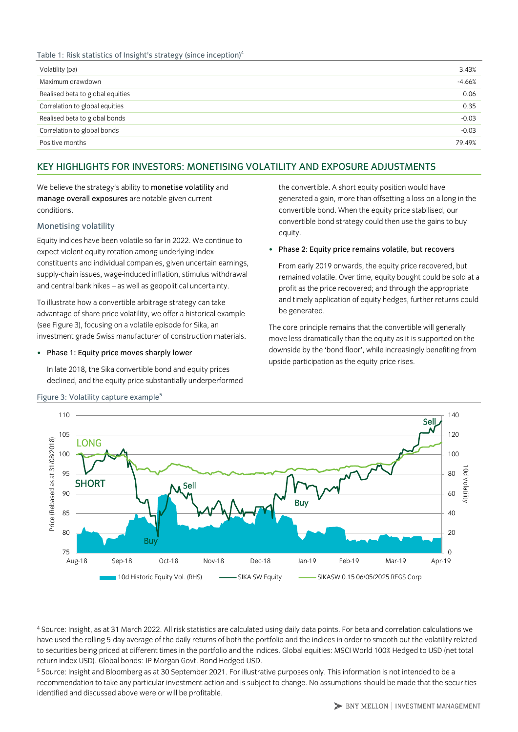Table 1: Risk statistics of Insight's strategy (since inception)[4]

| | |
|---|---|
| Volatility (pa) | 3.43% |
| Maximum drawdown | -4.66% |
| Realised beta to global equities | 0.06 |
| Correlation to global equities | 0.35 |
| Realised beta to global bonds | -0.03 |
| Correlation to global bonds | -0.03 |
| Positive months | 79.49% |

## KEY HIGHLIGHTS FOR INVESTORS: MONETISING VOLATILITY AND EXPOSURE ADJUSTMENTS

We believe the strategy's ability to **monetise volatility** and **manage overall exposures** are notable given current conditions.

### Monetising volatility

Equity indices have been volatile so far in 2022. We continue to expect violent equity rotation among underlying index constituents and individual companies, given uncertain earnings, supply-chain issues, wage-induced inflation, stimulus withdrawal and central bank hikes – as well as geopolitical uncertainty.

To illustrate how a convertible arbitrage strategy can take advantage of share-price volatility, we offer a historical example (see Figure 3), focusing on a volatile episode for Sika, an investment grade Swiss manufacturer of construction materials.

- Phase 1: Equity price moves sharply lower

  In late 2018, the Sika convertible bond and equity prices declined, and the equity price substantially underperformed the convertible. A short equity position would have generated a gain, more than offsetting a loss on a long in the convertible bond. When the equity price stabilised, our convertible bond strategy could then use the gains to buy equity.

- Phase 2: Equity price remains volatile, but recovers

  From early 2019 onwards, the equity price recovered, but remained volatile. Over time, equity bought could be sold at a profit as the price recovered; and through the appropriate and timely application of equity hedges, further returns could be generated.

The core principle remains that the convertible will generally move less dramatically than the equity as it is supported on the downside by the 'bond floor', while increasingly benefiting from upside participation as the equity price rises.

Figure 3: Volatility capture example[5]

---

[4] Source: Insight, as at 31 March 2022. All risk statistics are calculated using daily data points. For beta and correlation calculations we have used the rolling 5-day average of the daily returns of both the portfolio and the indices in order to smooth out the volatility related to securities being priced at different times in the portfolio and the indices. Global equities: MSCI World 100% Hedged to USD (net total return index USD). Global bonds: JP Morgan Govt. Bond Hedged USD.

[5] Source: Insight and Bloomberg as at 30 September 2021. For illustrative purposes only. This information is not intended to be a recommendation to take any particular investment action and is subject to change. No assumptions should be made that the securities identified and discussed above were or will be profitable.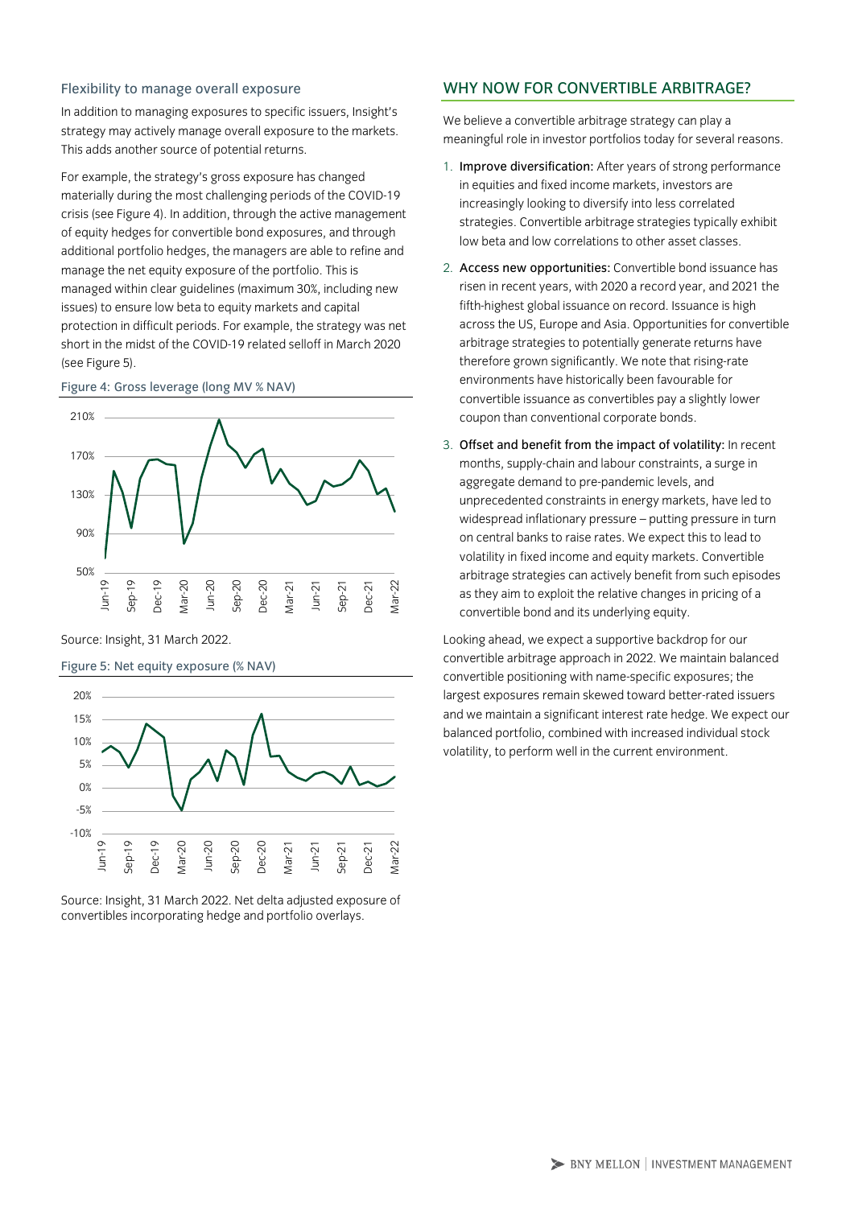### Flexibility to manage overall exposure

In addition to managing exposures to specific issuers, Insight's strategy may actively manage overall exposure to the markets. This adds another source of potential returns.

For example, the strategy's gross exposure has changed materially during the most challenging periods of the COVID-19 crisis (see Figure 4). In addition, through the active management of equity hedges for convertible bond exposures, and through additional portfolio hedges, the managers are able to refine and manage the net equity exposure of the portfolio. This is managed within clear guidelines (maximum 30%, including new issues) to ensure low beta to equity markets and capital protection in difficult periods. For example, the strategy was net short in the midst of the COVID-19 related selloff in March 2020 (see Figure 5).

Figure 4: Gross leverage (long MV % NAV)

Source: Insight, 31 March 2022.

Figure 5: Net equity exposure (% NAV)

Source: Insight, 31 March 2022. Net delta adjusted exposure of convertibles incorporating hedge and portfolio overlays.

## WHY NOW FOR CONVERTIBLE ARBITRAGE?

We believe a convertible arbitrage strategy can play a meaningful role in investor portfolios today for several reasons.

1. **Improve diversification:** After years of strong performance in equities and fixed income markets, investors are increasingly looking to diversify into less correlated strategies. Convertible arbitrage strategies typically exhibit low beta and low correlations to other asset classes.
2. **Access new opportunities:** Convertible bond issuance has risen in recent years, with 2020 a record year, and 2021 the fifth-highest global issuance on record. Issuance is high across the US, Europe and Asia. Opportunities for convertible arbitrage strategies to potentially generate returns have therefore grown significantly. We note that rising-rate environments have historically been favourable for convertible issuance as convertibles pay a slightly lower coupon than conventional corporate bonds.
3. **Offset and benefit from the impact of volatility:** In recent months, supply-chain and labour constraints, a surge in aggregate demand to pre-pandemic levels, and unprecedented constraints in energy markets, have led to widespread inflationary pressure – putting pressure in turn on central banks to raise rates. We expect this to lead to volatility in fixed income and equity markets. Convertible arbitrage strategies can actively benefit from such episodes as they aim to exploit the relative changes in pricing of a convertible bond and its underlying equity.

Looking ahead, we expect a supportive backdrop for our convertible arbitrage approach in 2022. We maintain balanced convertible positioning with name-specific exposures; the largest exposures remain skewed toward better-rated issuers and we maintain a significant interest rate hedge. We expect our balanced portfolio, combined with increased individual stock volatility, to perform well in the current environment.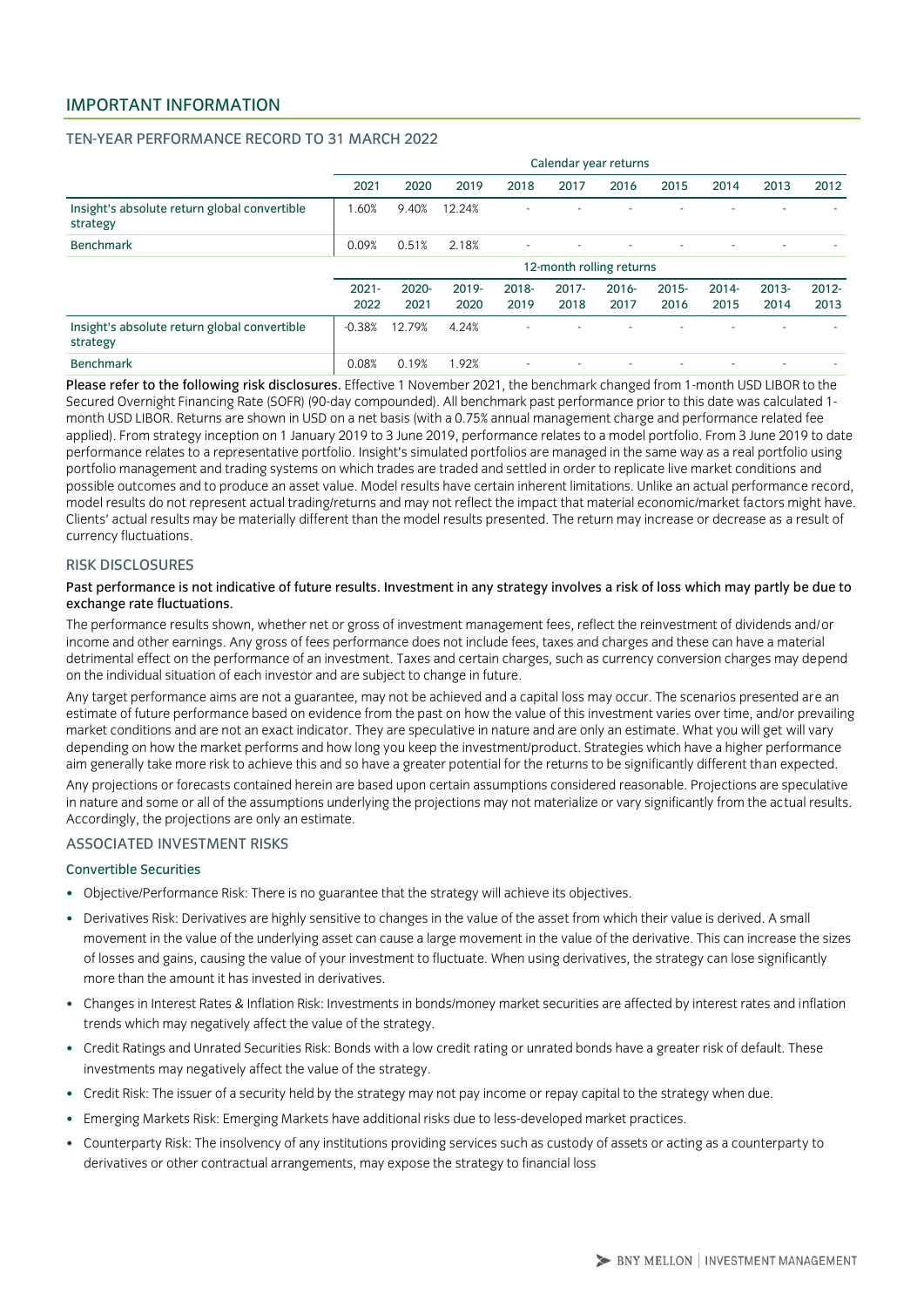## IMPORTANT INFORMATION

### TEN-YEAR PERFORMANCE RECORD TO 31 MARCH 2022

| | Calendar year returns | | | | | | | | | |
|---|---|---|---|---|---|---|---|---|---|---|
| | 2021 | 2020 | 2019 | 2018 | 2017 | 2016 | 2015 | 2014 | 2013 | 2012 |
| Insight's absolute return global convertible strategy | 1.60% | 9.40% | 12.24% | - | - | - | - | - | - | - |
| Benchmark | 0.09% | 0.51% | 2.18% | - | - | - | - | - | - | - |
| | 12-month rolling returns | | | | | | | | | |
| | 2021-2022 | 2020-2021 | 2019-2020 | 2018-2019 | 2017-2018 | 2016-2017 | 2015-2016 | 2014-2015 | 2013-2014 | 2012-2013 |
| Insight's absolute return global convertible strategy | -0.38% | 12.79% | 4.24% | - | - | - | - | - | - | - |
| Benchmark | 0.08% | 0.19% | 1.92% | - | - | - | - | - | - | - |

**Please refer to the following risk disclosures.** Effective 1 November 2021, the benchmark changed from 1-month USD LIBOR to the Secured Overnight Financing Rate (SOFR) (90-day compounded). All benchmark past performance prior to this date was calculated 1-month USD LIBOR. Returns are shown in USD on a net basis (with a 0.75% annual management charge and performance related fee applied). From strategy inception on 1 January 2019 to 3 June 2019, performance relates to a model portfolio. From 3 June 2019 to date performance relates to a representative portfolio. Insight's simulated portfolios are managed in the same way as a real portfolio using portfolio management and trading systems on which trades are traded and settled in order to replicate live market conditions and possible outcomes and to produce an asset value. Model results have certain inherent limitations. Unlike an actual performance record, model results do not represent actual trading/returns and may not reflect the impact that material economic/market factors might have. Clients' actual results may be materially different than the model results presented. The return may increase or decrease as a result of currency fluctuations.

### RISK DISCLOSURES

**Past performance is not indicative of future results. Investment in any strategy involves a risk of loss which may partly be due to exchange rate fluctuations.**

The performance results shown, whether net or gross of investment management fees, reflect the reinvestment of dividends and/or income and other earnings. Any gross of fees performance does not include fees, taxes and charges and these can have a material detrimental effect on the performance of an investment. Taxes and certain charges, such as currency conversion charges may depend on the individual situation of each investor and are subject to change in future.

Any target performance aims are not a guarantee, may not be achieved and a capital loss may occur. The scenarios presented are an estimate of future performance based on evidence from the past on how the value of this investment varies over time, and/or prevailing market conditions and are not an exact indicator. They are speculative in nature and are only an estimate. What you will get will vary depending on how the market performs and how long you keep the investment/product. Strategies which have a higher performance aim generally take more risk to achieve this and so have a greater potential for the returns to be significantly different than expected.

Any projections or forecasts contained herein are based upon certain assumptions considered reasonable. Projections are speculative in nature and some or all of the assumptions underlying the projections may not materialize or vary significantly from the actual results. Accordingly, the projections are only an estimate.

### ASSOCIATED INVESTMENT RISKS

#### Convertible Securities

- Objective/Performance Risk: There is no guarantee that the strategy will achieve its objectives.
- Derivatives Risk: Derivatives are highly sensitive to changes in the value of the asset from which their value is derived. A small movement in the value of the underlying asset can cause a large movement in the value of the derivative. This can increase the sizes of losses and gains, causing the value of your investment to fluctuate. When using derivatives, the strategy can lose significantly more than the amount it has invested in derivatives.
- Changes in Interest Rates & Inflation Risk: Investments in bonds/money market securities are affected by interest rates and inflation trends which may negatively affect the value of the strategy.
- Credit Ratings and Unrated Securities Risk: Bonds with a low credit rating or unrated bonds have a greater risk of default. These investments may negatively affect the value of the strategy.
- Credit Risk: The issuer of a security held by the strategy may not pay income or repay capital to the strategy when due.
- Emerging Markets Risk: Emerging Markets have additional risks due to less-developed market practices.
- Counterparty Risk: The insolvency of any institutions providing services such as custody of assets or acting as a counterparty to derivatives or other contractual arrangements, may expose the strategy to financial loss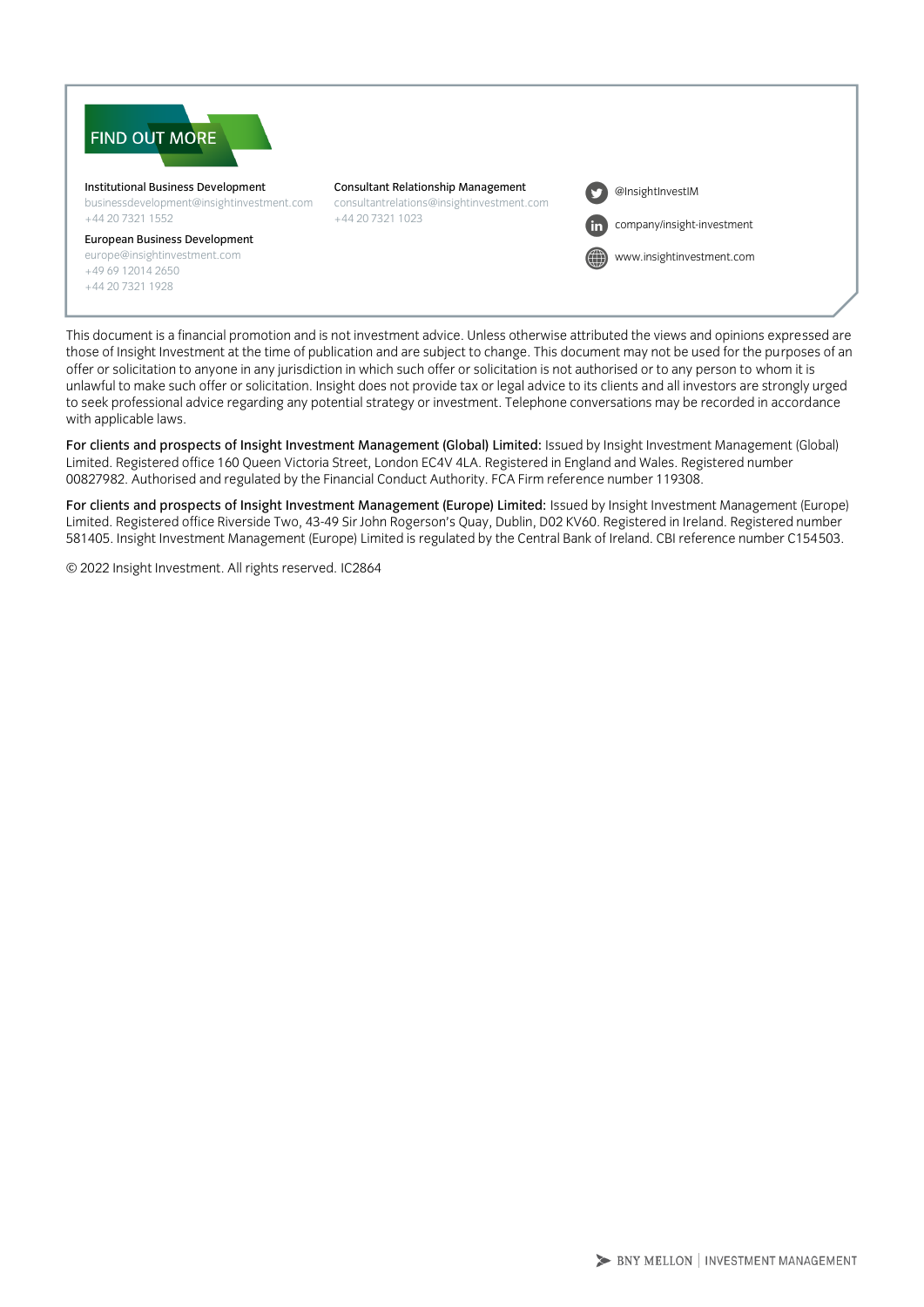## FIND OUT MORE

**Institutional Business Development**
businessdevelopment@insightinvestment.com
+44 20 7321 1552

**European Business Development**
europe@insightinvestment.com
+49 69 12014 2650
+44 20 7321 1928

**Consultant Relationship Management**
consultantrelations@insightinvestment.com
+44 20 7321 1023

@InsightInvestIM

company/insight-investment

www.insightinvestment.com

This document is a financial promotion and is not investment advice. Unless otherwise attributed the views and opinions expressed are those of Insight Investment at the time of publication and are subject to change. This document may not be used for the purposes of an offer or solicitation to anyone in any jurisdiction in which such offer or solicitation is not authorised or to any person to whom it is unlawful to make such offer or solicitation. Insight does not provide tax or legal advice to its clients and all investors are strongly urged to seek professional advice regarding any potential strategy or investment. Telephone conversations may be recorded in accordance with applicable laws.

**For clients and prospects of Insight Investment Management (Global) Limited:** Issued by Insight Investment Management (Global) Limited. Registered office 160 Queen Victoria Street, London EC4V 4LA. Registered in England and Wales. Registered number 00827982. Authorised and regulated by the Financial Conduct Authority. FCA Firm reference number 119308.

**For clients and prospects of Insight Investment Management (Europe) Limited:** Issued by Insight Investment Management (Europe) Limited. Registered office Riverside Two, 43-49 Sir John Rogerson's Quay, Dublin, D02 KV60. Registered in Ireland. Registered number 581405. Insight Investment Management (Europe) Limited is regulated by the Central Bank of Ireland. CBI reference number C154503.

© 2022 Insight Investment. All rights reserved. IC2864

BNY MELLON | INVESTMENT MANAGEMENT